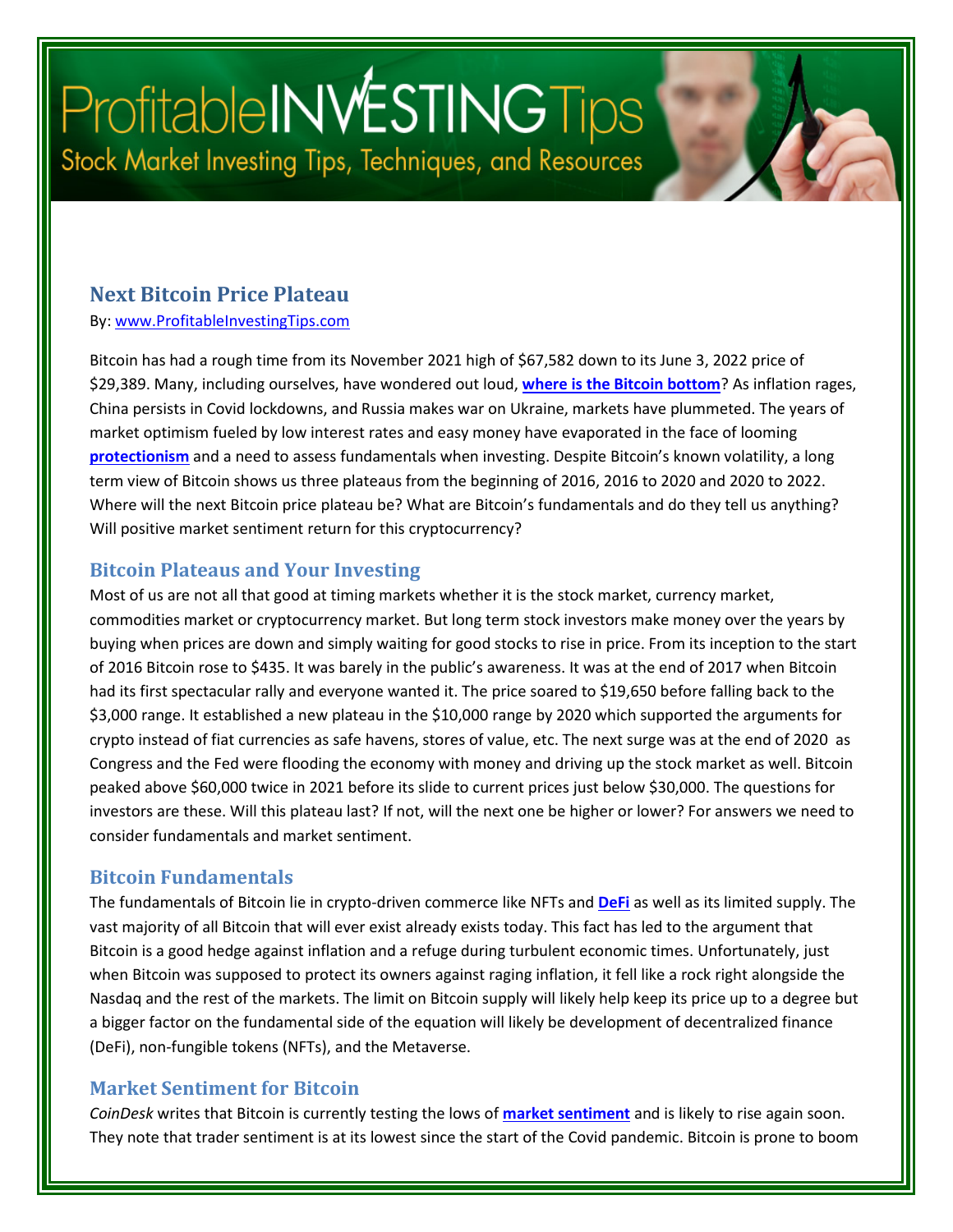# ProfitableINVESTINGTips

Stock Market Investing Tips, Techniques, and Resources

## Next Bitcoin Price Plateau

By: [www.ProfitableInvestingTips.com](www.ProfitableInvestingTips.com)

Bitcoin has had a rough time from its November 2021 high of $67,582 down to its June 3, 2022 price of $29,389. Many, including ourselves, have wondered out loud, **where is the Bitcoin bottom**? As inflation rages, China persists in Covid lockdowns, and Russia makes war on Ukraine, markets have plummeted. The years of market optimism fueled by low interest rates and easy money have evaporated in the face of looming **protectionism** and a need to assess fundamentals when investing. Despite Bitcoin's known volatility, a long term view of Bitcoin shows us three plateaus from the beginning of 2016, 2016 to 2020 and 2020 to 2022. Where will the next Bitcoin price plateau be? What are Bitcoin's fundamentals and do they tell us anything? Will positive market sentiment return for this cryptocurrency?

### Bitcoin Plateaus and Your Investing

Most of us are not all that good at timing markets whether it is the stock market, currency market, commodities market or cryptocurrency market. But long term stock investors make money over the years by buying when prices are down and simply waiting for good stocks to rise in price. From its inception to the start of 2016 Bitcoin rose to $435. It was barely in the public's awareness. It was at the end of 2017 when Bitcoin had its first spectacular rally and everyone wanted it. The price soared to $19,650 before falling back to the $3,000 range. It established a new plateau in the $10,000 range by 2020 which supported the arguments for crypto instead of fiat currencies as safe havens, stores of value, etc. The next surge was at the end of 2020 as Congress and the Fed were flooding the economy with money and driving up the stock market as well. Bitcoin peaked above $60,000 twice in 2021 before its slide to current prices just below $30,000. The questions for investors are these. Will this plateau last? If not, will the next one be higher or lower? For answers we need to consider fundamentals and market sentiment.

### Bitcoin Fundamentals

The fundamentals of Bitcoin lie in crypto-driven commerce like NFTs and **DeFi** as well as its limited supply. The vast majority of all Bitcoin that will ever exist already exists today. This fact has led to the argument that Bitcoin is a good hedge against inflation and a refuge during turbulent economic times. Unfortunately, just when Bitcoin was supposed to protect its owners against raging inflation, it fell like a rock right alongside the Nasdaq and the rest of the markets. The limit on Bitcoin supply will likely help keep its price up to a degree but a bigger factor on the fundamental side of the equation will likely be development of decentralized finance (DeFi), non-fungible tokens (NFTs), and the Metaverse.

### Market Sentiment for Bitcoin

*CoinDesk* writes that Bitcoin is currently testing the lows of **market sentiment** and is likely to rise again soon. They note that trader sentiment is at its lowest since the start of the Covid pandemic. Bitcoin is prone to boom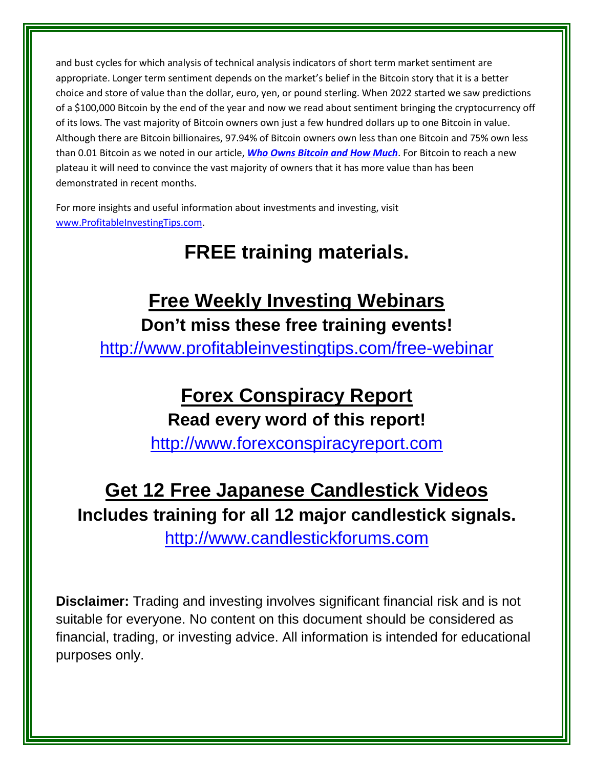and bust cycles for which analysis of technical analysis indicators of short term market sentiment are appropriate. Longer term sentiment depends on the market's belief in the Bitcoin story that it is a better choice and store of value than the dollar, euro, yen, or pound sterling. When 2022 started we saw predictions of a $100,000 Bitcoin by the end of the year and now we read about sentiment bringing the cryptocurrency off of its lows. The vast majority of Bitcoin owners own just a few hundred dollars up to one Bitcoin in value. Although there are Bitcoin billionaires, 97.94% of Bitcoin owners own less than one Bitcoin and 75% own less than 0.01 Bitcoin as we noted in our article, ***Who Owns Bitcoin and How Much***. For Bitcoin to reach a new plateau it will need to convince the vast majority of owners that it has more value than has been demonstrated in recent months.

For more insights and useful information about investments and investing, visit www.ProfitableInvestingTips.com.

# FREE training materials.

## Free Weekly Investing Webinars

**Don't miss these free training events!**

http://www.profitableinvestingtips.com/free-webinar

## Forex Conspiracy Report

**Read every word of this report!**

http://www.forexconspiracyreport.com

## Get 12 Free Japanese Candlestick Videos

**Includes training for all 12 major candlestick signals.**

http://www.candlestickforums.com

**Disclaimer:** Trading and investing involves significant financial risk and is not suitable for everyone. No content on this document should be considered as financial, trading, or investing advice. All information is intended for educational purposes only.